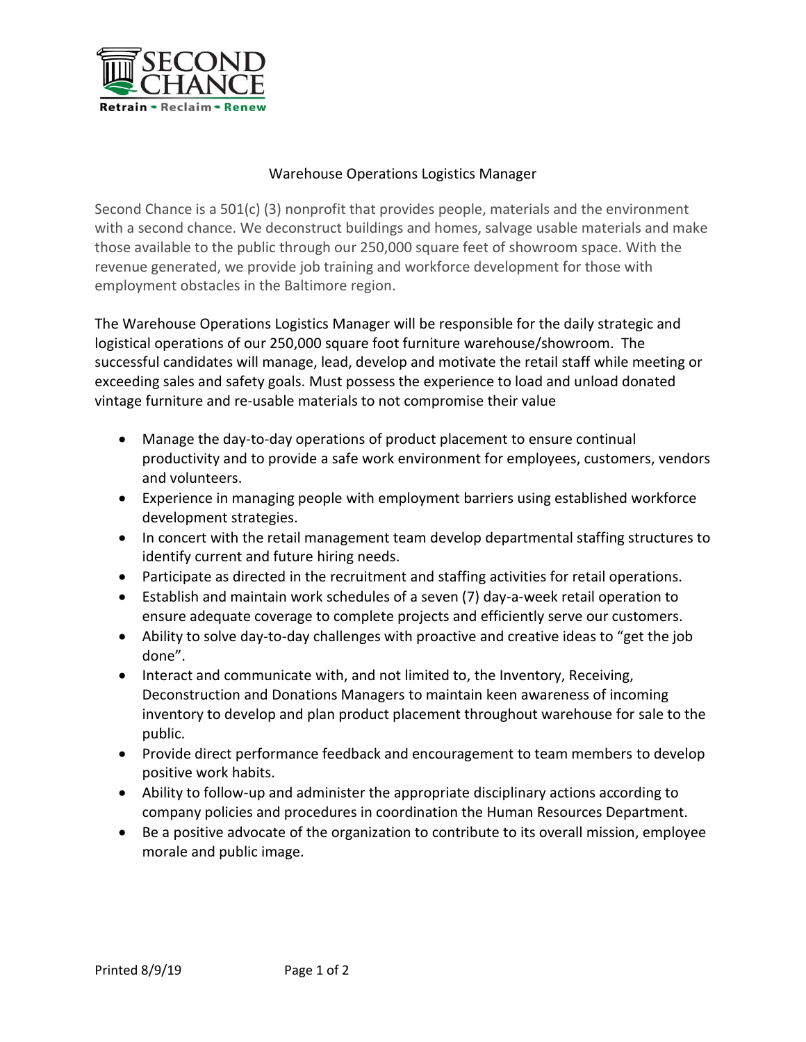SECOND CHANCE

Retrain • Reclaim • Renew

# Warehouse Operations Logistics Manager

Second Chance is a 501(c) (3) nonprofit that provides people, materials and the environment with a second chance. We deconstruct buildings and homes, salvage usable materials and make those available to the public through our 250,000 square feet of showroom space. With the revenue generated, we provide job training and workforce development for those with employment obstacles in the Baltimore region.

The Warehouse Operations Logistics Manager will be responsible for the daily strategic and logistical operations of our 250,000 square foot furniture warehouse/showroom. The successful candidates will manage, lead, develop and motivate the retail staff while meeting or exceeding sales and safety goals. Must possess the experience to load and unload donated vintage furniture and re-usable materials to not compromise their value

- Manage the day-to-day operations of product placement to ensure continual productivity and to provide a safe work environment for employees, customers, vendors and volunteers.
- Experience in managing people with employment barriers using established workforce development strategies.
- In concert with the retail management team develop departmental staffing structures to identify current and future hiring needs.
- Participate as directed in the recruitment and staffing activities for retail operations.
- Establish and maintain work schedules of a seven (7) day-a-week retail operation to ensure adequate coverage to complete projects and efficiently serve our customers.
- Ability to solve day-to-day challenges with proactive and creative ideas to "get the job done".
- Interact and communicate with, and not limited to, the Inventory, Receiving, Deconstruction and Donations Managers to maintain keen awareness of incoming inventory to develop and plan product placement throughout warehouse for sale to the public.
- Provide direct performance feedback and encouragement to team members to develop positive work habits.
- Ability to follow-up and administer the appropriate disciplinary actions according to company policies and procedures in coordination the Human Resources Department.
- Be a positive advocate of the organization to contribute to its overall mission, employee morale and public image.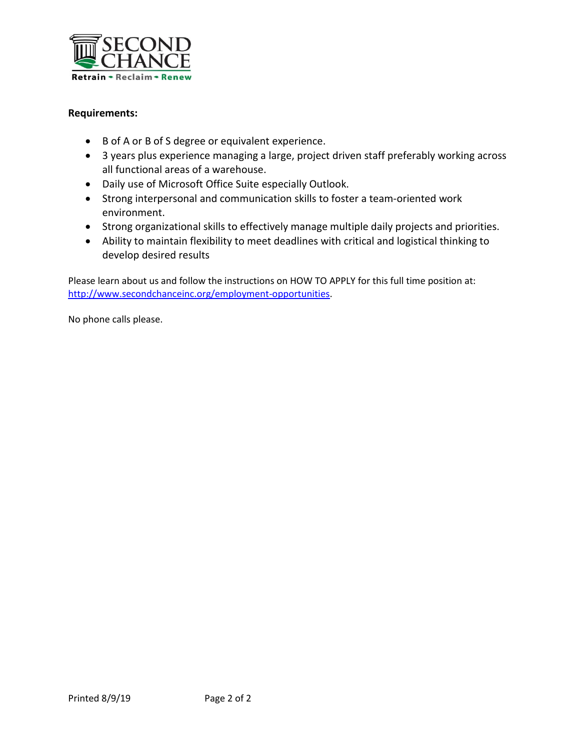**Requirements:**

- B of A or B of S degree or equivalent experience.
- 3 years plus experience managing a large, project driven staff preferably working across all functional areas of a warehouse.
- Daily use of Microsoft Office Suite especially Outlook.
- Strong interpersonal and communication skills to foster a team-oriented work environment.
- Strong organizational skills to effectively manage multiple daily projects and priorities.
- Ability to maintain flexibility to meet deadlines with critical and logistical thinking to develop desired results

Please learn about us and follow the instructions on HOW TO APPLY for this full time position at: [http://www.secondchanceinc.org/employment-opportunities](http://www.secondchanceinc.org/employment-opportunities).

No phone calls please.

Printed 8/9/19